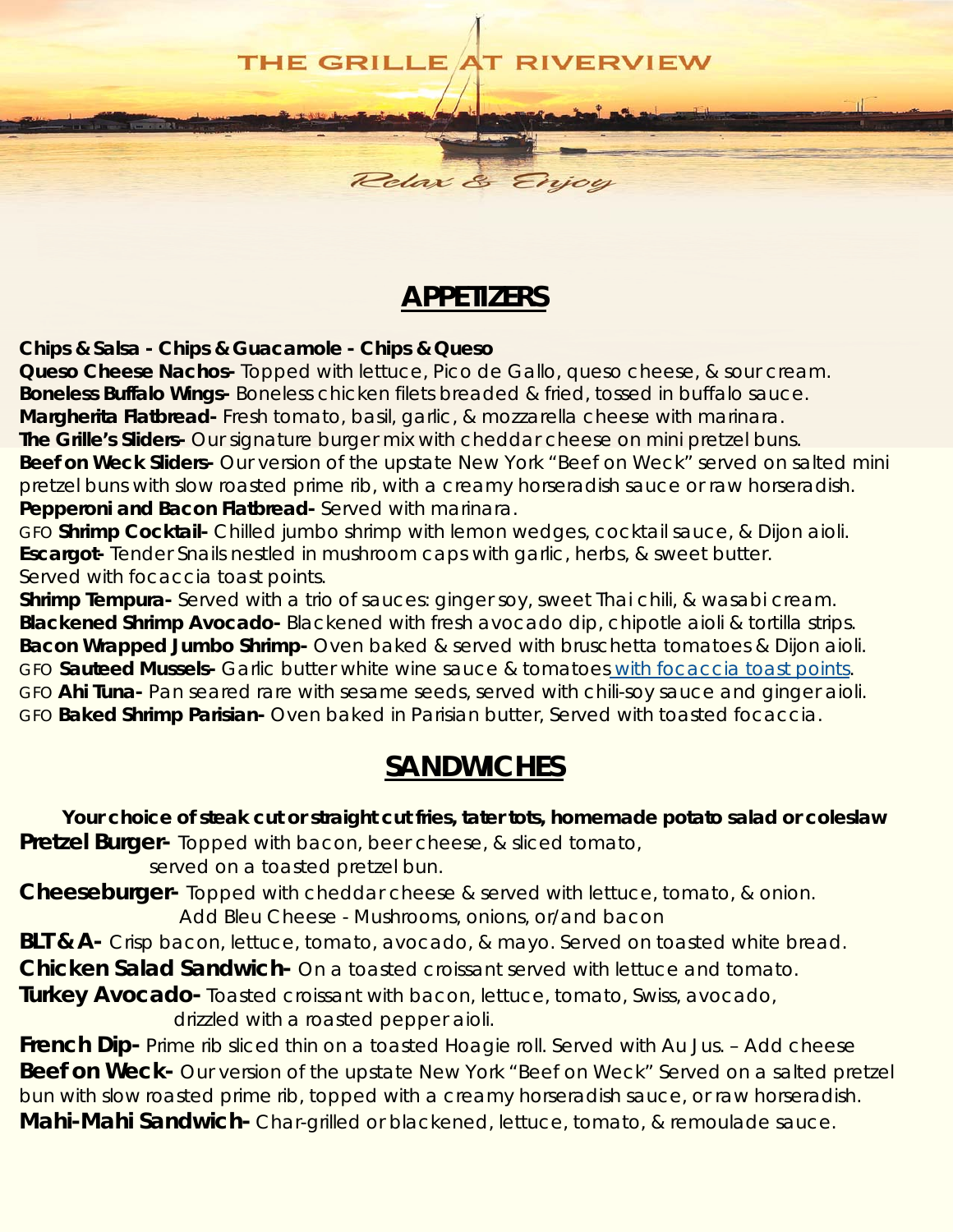# THE GRILLE AT RIVERVIEW

*Relax & Enjoy*

## APPETIZERS

**Chips & Salsa - Chips & Guacamole - Chips & Queso**
**Queso Cheese Nachos-** Topped with lettuce, Pico de Gallo, queso cheese, & sour cream.
**Boneless Buffalo Wings-** Boneless chicken filets breaded & fried, tossed in buffalo sauce.
**Margherita Flatbread-** Fresh tomato, basil, garlic, & mozzarella cheese with marinara.
**The Grille's Sliders-** Our signature burger mix with cheddar cheese on mini pretzel buns.
**Beef on Weck Sliders-** Our version of the upstate New York "Beef on Weck" served on salted mini pretzel buns with slow roasted prime rib, with a creamy horseradish sauce or raw horseradish.
**Pepperoni and Bacon Flatbread-** Served with marinara.
GFO **Shrimp Cocktail-** Chilled jumbo shrimp with lemon wedges, cocktail sauce, & Dijon aioli.
**Escargot-** Tender Snails nestled in mushroom caps with garlic, herbs, & sweet butter. Served with focaccia toast points.
**Shrimp Tempura-** Served with a trio of sauces: ginger soy, sweet Thai chili, & wasabi cream.
**Blackened Shrimp Avocado-** Blackened with fresh avocado dip, chipotle aioli & tortilla strips.
**Bacon Wrapped Jumbo Shrimp-** Oven baked & served with bruschetta tomatoes & Dijon aioli.
GFO **Sauteed Mussels-** Garlic butter white wine sauce & tomatoes with focaccia toast points.
GFO **Ahi Tuna-** Pan seared rare with sesame seeds, served with chili-soy sauce and ginger aioli.
GFO **Baked Shrimp Parisian-** Oven baked in Parisian butter, Served with toasted focaccia.

## SANDWICHES

**Your choice of steak cut or straight cut fries, tater tots, homemade potato salad or coleslaw**

**Pretzel Burger-** Topped with bacon, beer cheese, & sliced tomato, served on a toasted pretzel bun.
**Cheeseburger-** Topped with cheddar cheese & served with lettuce, tomato, & onion. Add Bleu Cheese - Mushrooms, onions, or/and bacon
**BLT & A-** Crisp bacon, lettuce, tomato, avocado, & mayo. Served on toasted white bread.
**Chicken Salad Sandwich-** On a toasted croissant served with lettuce and tomato.
**Turkey Avocado-** Toasted croissant with bacon, lettuce, tomato, Swiss, avocado, drizzled with a roasted pepper aioli.
**French Dip-** Prime rib sliced thin on a toasted Hoagie roll. Served with Au Jus. – Add cheese
**Beef on Weck-** Our version of the upstate New York "Beef on Weck" Served on a salted pretzel bun with slow roasted prime rib, topped with a creamy horseradish sauce, or raw horseradish.
**Mahi-Mahi Sandwich-** Char-grilled or blackened, lettuce, tomato, & remoulade sauce.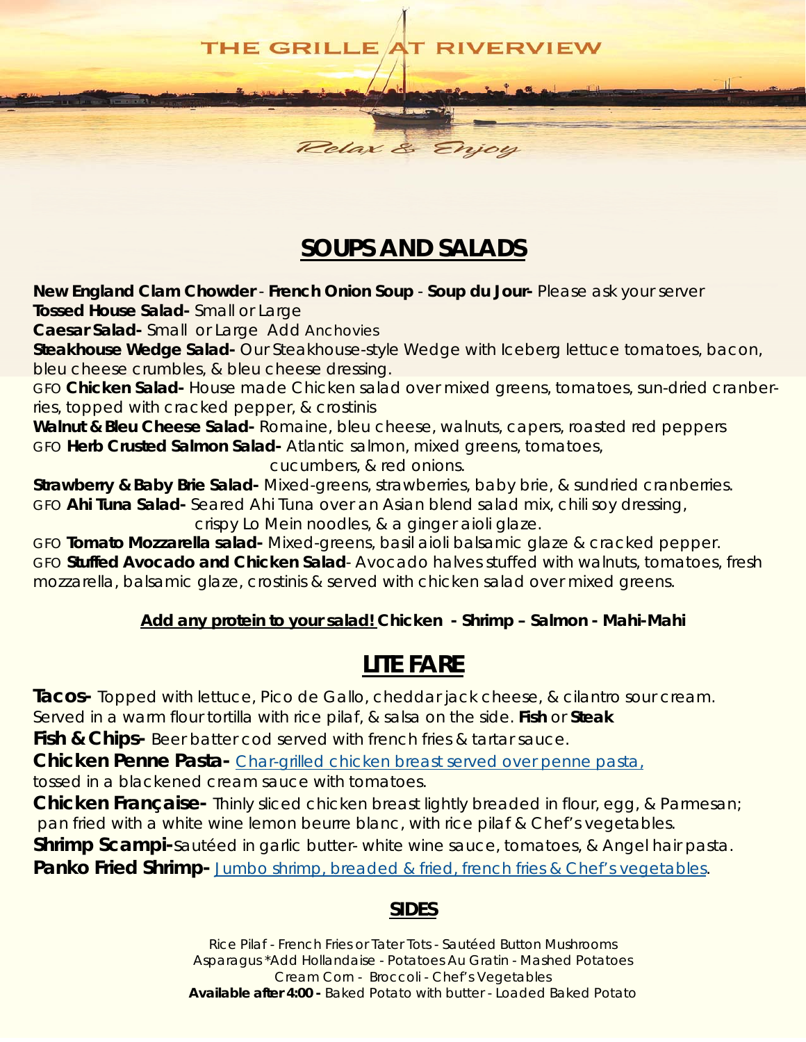THE GRILLE AT RIVERVIEW

*Relax & Enjoy*

## SOUPS AND SALADS

**New England Clam Chowder** - **French Onion Soup** - **Soup du Jour-** Please ask your server

**Tossed House Salad-** Small or Large

**Caesar Salad-** Small or Large Add Anchovies

**Steakhouse Wedge Salad-** Our Steakhouse-style Wedge with Iceberg lettuce tomatoes, bacon, bleu cheese crumbles, & bleu cheese dressing.

GFO **Chicken Salad-** House made Chicken salad over mixed greens, tomatoes, sun-dried cranberries, topped with cracked pepper, & crostinis

**Walnut & Bleu Cheese Salad-** Romaine, bleu cheese, walnuts, capers, roasted red peppers

GFO **Herb Crusted Salmon Salad-** Atlantic salmon, mixed greens, tomatoes, cucumbers, & red onions.

**Strawberry & Baby Brie Salad-** Mixed-greens, strawberries, baby brie, & sundried cranberries.

GFO **Ahi Tuna Salad-** Seared Ahi Tuna over an Asian blend salad mix, chili soy dressing, crispy Lo Mein noodles, & a ginger aioli glaze.

GFO **Tomato Mozzarella salad-** Mixed-greens, basil aioli balsamic glaze & cracked pepper.

GFO **Stuffed Avocado and Chicken Salad**- Avocado halves stuffed with walnuts, tomatoes, fresh mozzarella, balsamic glaze, crostinis & served with chicken salad over mixed greens.

**Add any protein to your salad! Chicken - Shrimp – Salmon - Mahi-Mahi**

## LITE FARE

**Tacos-** Topped with lettuce, Pico de Gallo, cheddar jack cheese, & cilantro sour cream. Served in a warm flour tortilla with rice pilaf, & salsa on the side. **Fish** or **Steak**

**Fish & Chips-** Beer batter cod served with french fries & tartar sauce.

**Chicken Penne Pasta-** Char-grilled chicken breast served over penne pasta, tossed in a blackened cream sauce with tomatoes.

**Chicken Française-** Thinly sliced chicken breast lightly breaded in flour, egg, & Parmesan; pan fried with a white wine lemon beurre blanc, with rice pilaf & Chef's vegetables.

**Shrimp Scampi-** Sautéed in garlic butter- white wine sauce, tomatoes, & Angel hair pasta.

**Panko Fried Shrimp-** Jumbo shrimp, breaded & fried, french fries & Chef's vegetables.

## SIDES

Rice Pilaf - French Fries or Tater Tots - Sautéed Button Mushrooms
Asparagus *Add Hollandaise - Potatoes Au Gratin - Mashed Potatoes
Cream Corn - Broccoli - Chef's Vegetables
**Available after 4:00 -** Baked Potato with butter - Loaded Baked Potato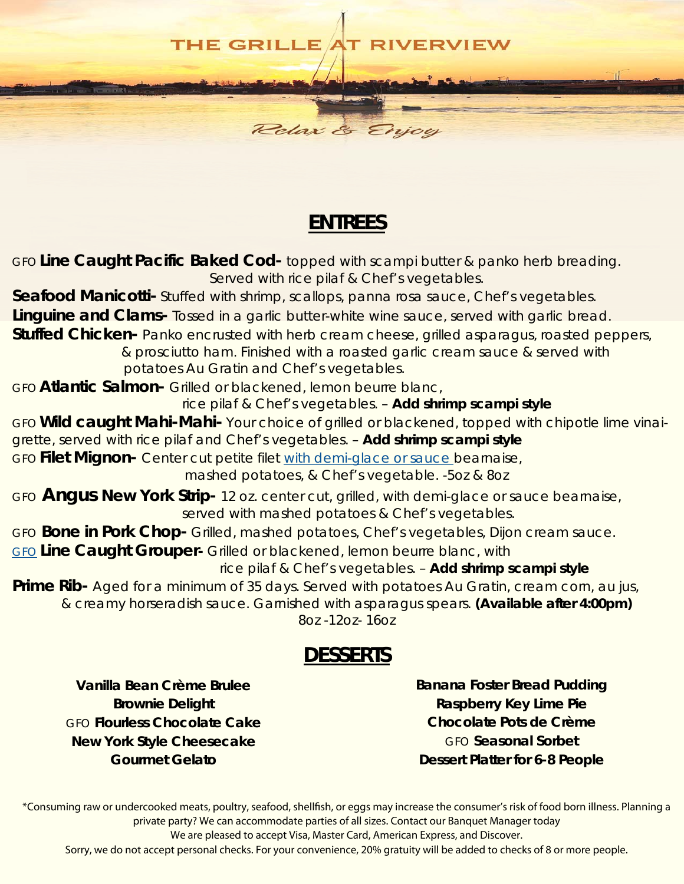THE GRILLE AT RIVERVIEW

*Relax & Enjoy*

## ENTREES

GFO **Line Caught Pacific Baked Cod-** topped with scampi butter & panko herb breading. Served with rice pilaf & Chef's vegetables.

**Seafood Manicotti-** Stuffed with shrimp, scallops, panna rosa sauce, Chef's vegetables.

**Linguine and Clams-** Tossed in a garlic butter-white wine sauce, served with garlic bread.

**Stuffed Chicken-** Panko encrusted with herb cream cheese, grilled asparagus, roasted peppers, & prosciutto ham. Finished with a roasted garlic cream sauce & served with potatoes Au Gratin and Chef's vegetables.

GFO **Atlantic Salmon-** Grilled or blackened, lemon beurre blanc, rice pilaf & Chef's vegetables. – **Add shrimp scampi style**

GFO **Wild caught Mahi-Mahi-** Your choice of grilled or blackened, topped with chipotle lime vinaigrette, served with rice pilaf and Chef's vegetables. – **Add shrimp scampi style**

GFO **Filet Mignon-** Center cut petite filet with demi-glace or sauce bearnaise, mashed potatoes, & Chef's vegetable. -5oz & 8oz

GFO **Angus New York Strip-** 12 oz. center cut, grilled, with demi-glace or sauce bearnaise, served with mashed potatoes & Chef's vegetables.

GFO **Bone in Pork Chop-** Grilled, mashed potatoes, Chef's vegetables, Dijon cream sauce.

GFO **Line Caught Grouper-** Grilled or blackened, lemon beurre blanc, with rice pilaf & Chef's vegetables. – **Add shrimp scampi style**

**Prime Rib-** Aged for a minimum of 35 days. Served with potatoes Au Gratin, cream corn, au jus, & creamy horseradish sauce. Garnished with asparagus spears. **(Available after 4:00pm)**
8oz -12oz- 16oz

## DESSERTS

**Vanilla Bean Crème Brulee**
**Brownie Delight**
GFO **Flourless Chocolate Cake**
**New York Style Cheesecake**
**Gourmet Gelato**

**Banana Foster Bread Pudding**
**Raspberry Key Lime Pie**
**Chocolate Pots de Crème**
GFO **Seasonal Sorbet**
**Dessert Platter for 6-8 People**

*Consuming raw or undercooked meats, poultry, seafood, shellfish, or eggs may increase the consumer's risk of food born illness. Planning a private party? We can accommodate parties of all sizes. Contact our Banquet Manager today
We are pleased to accept Visa, Master Card, American Express, and Discover.
Sorry, we do not accept personal checks. For your convenience, 20% gratuity will be added to checks of 8 or more people.